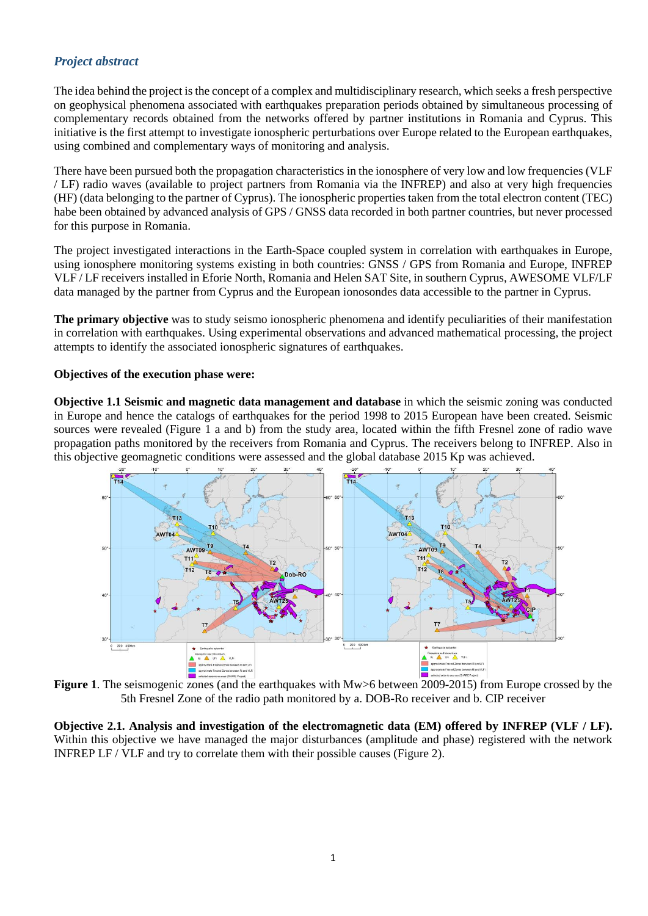## *Project abstract*

The idea behind the project is the concept of a complex and multidisciplinary research, which seeks a fresh perspective on geophysical phenomena associated with earthquakes preparation periods obtained by simultaneous processing of complementary records obtained from the networks offered by partner institutions in Romania and Cyprus. This initiative is the first attempt to investigate ionospheric perturbations over Europe related to the European earthquakes, using combined and complementary ways of monitoring and analysis.

There have been pursued both the propagation characteristics in the ionosphere of very low and low frequencies (VLF / LF) radio waves (available to project partners from Romania via the INFREP) and also at very high frequencies (HF) (data belonging to the partner of Cyprus). The ionospheric properties taken from the total electron content (TEC) habe been obtained by advanced analysis of GPS / GNSS data recorded in both partner countries, but never processed for this purpose in Romania.

The project investigated interactions in the Earth-Space coupled system in correlation with earthquakes in Europe, using ionosphere monitoring systems existing in both countries: GNSS / GPS from Romania and Europe, INFREP VLF / LF receivers installed in Eforie North, Romania and Helen SAT Site, in southern Cyprus, AWESOME VLF/LF data managed by the partner from Cyprus and the European ionosondes data accessible to the partner in Cyprus.

**The primary objective** was to study seismo ionospheric phenomena and identify peculiarities of their manifestation in correlation with earthquakes. Using experimental observations and advanced mathematical processing, the project attempts to identify the associated ionospheric signatures of earthquakes.

**Objectives of the execution phase were:**

**Objective 1.1 Seismic and magnetic data management and database** in which the seismic zoning was conducted in Europe and hence the catalogs of earthquakes for the period 1998 to 2015 European have been created. Seismic sources were revealed (Figure 1 a and b) from the study area, located within the fifth Fresnel zone of radio wave propagation paths monitored by the receivers from Romania and Cyprus. The receivers belong to INFREP. Also in this objective geomagnetic conditions were assessed and the global database 2015 Kp was achieved.

**Figure 1**. The seismogenic zones (and the earthquakes with Mw>6 between 2009-2015) from Europe crossed by the 5th Fresnel Zone of the radio path monitored by a. DOB-Ro receiver and b. CIP receiver

**Objective 2.1. Analysis and investigation of the electromagnetic data (EM) offered by INFREP (VLF / LF).** Within this objective we have managed the major disturbances (amplitude and phase) registered with the network INFREP LF / VLF and try to correlate them with their possible causes (Figure 2).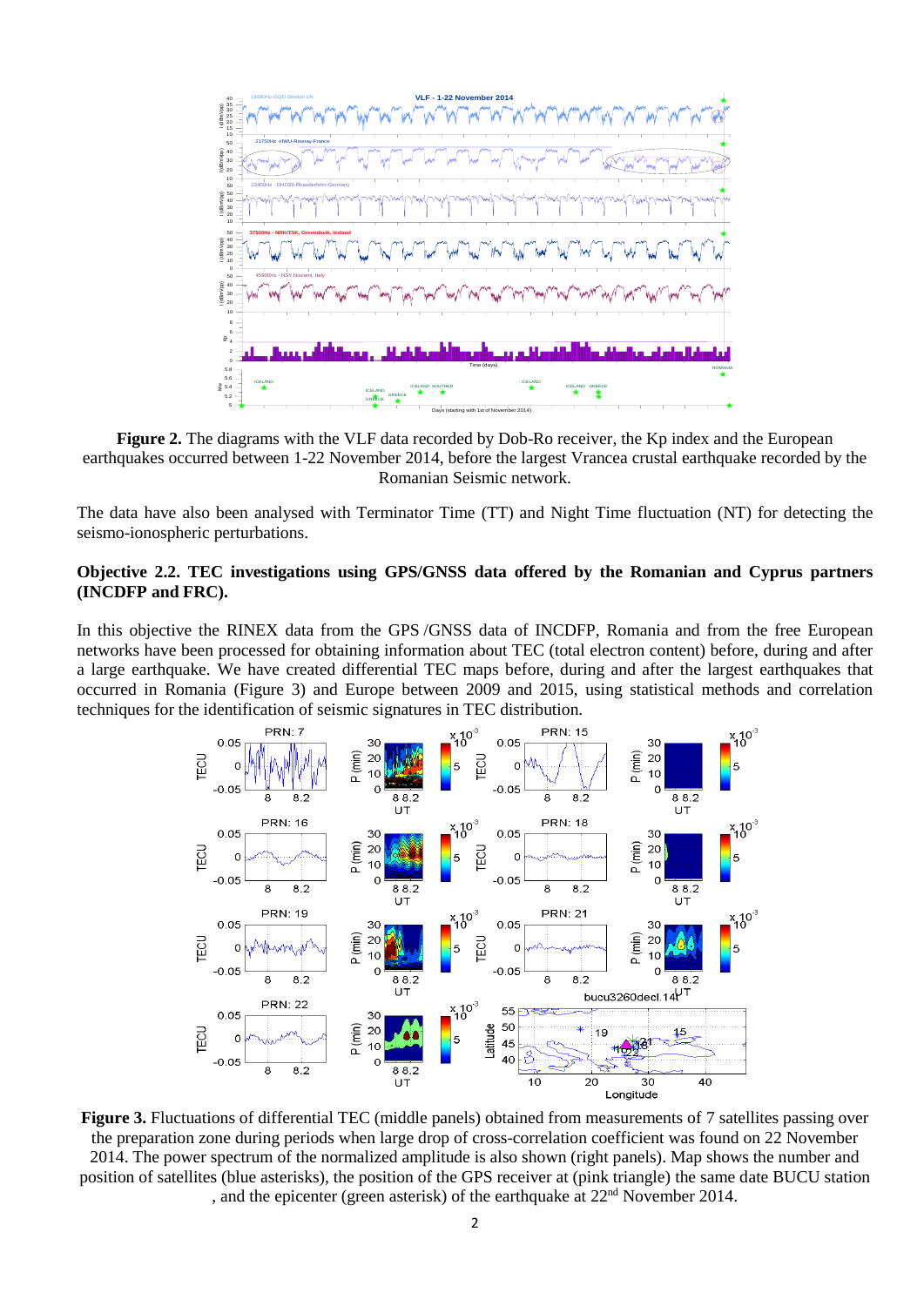**Figure 2.** The diagrams with the VLF data recorded by Dob-Ro receiver, the Kp index and the European earthquakes occurred between 1-22 November 2014, before the largest Vrancea crustal earthquake recorded by the Romanian Seismic network.

The data have also been analysed with Terminator Time (TT) and Night Time fluctuation (NT) for detecting the seismo-ionospheric perturbations.

### Objective 2.2. TEC investigations using GPS/GNSS data offered by the Romanian and Cyprus partners (INCDFP and FRC).

In this objective the RINEX data from the GPS /GNSS data of INCDFP, Romania and from the free European networks have been processed for obtaining information about TEC (total electron content) before, during and after a large earthquake. We have created differential TEC maps before, during and after the largest earthquakes that occurred in Romania (Figure 3) and Europe between 2009 and 2015, using statistical methods and correlation techniques for the identification of seismic signatures in TEC distribution.

**Figure 3.** Fluctuations of differential TEC (middle panels) obtained from measurements of 7 satellites passing over the preparation zone during periods when large drop of cross-correlation coefficient was found on 22 November 2014. The power spectrum of the normalized amplitude is also shown (right panels). Map shows the number and position of satellites (blue asterisks), the position of the GPS receiver at (pink triangle) the same date BUCU station , and the epicenter (green asterisk) of the earthquake at 22[nd] November 2014.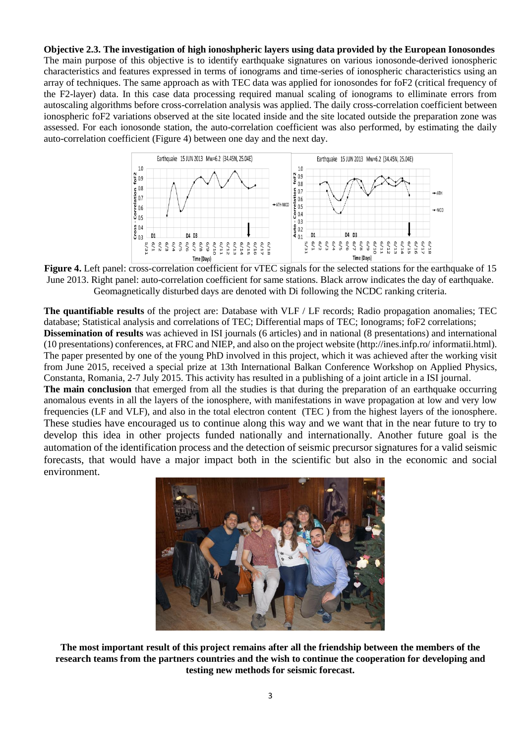**Objective 2.3. The investigation of high ionoshpheric layers using data provided by the European Ionosondes** The main purpose of this objective is to identify earthquake signatures on various ionosonde-derived ionospheric characteristics and features expressed in terms of ionograms and time-series of ionospheric characteristics using an array of techniques. The same approach as with TEC data was applied for ionosondes for foF2 (critical frequency of the F2-layer) data. In this case data processing required manual scaling of ionograms to elliminate errors from autoscaling algorithms before cross-correlation analysis was applied. The daily cross-correlation coefficient between ionospheric foF2 variations observed at the site located inside and the site located outside the preparation zone was assessed. For each ionosonde station, the auto-correlation coefficient was also performed, by estimating the daily auto-correlation coefficient (Figure 4) between one day and the next day.

Earthquake 15 JUN 2013 Mw=6.2 (34.45N, 25.04E)

Cross - Correlation foF2

ATH-NICO

D1

D4 D3

Time (Days)

Earthquake 15 JUN 2013 Mw=6.2 (34.45N, 25.04E)

Auto - Correlation foF2

ATH

NICO

D1

D4 D3

Time (Days)

**Figure 4.** Left panel: cross-correlation coefficient for vTEC signals for the selected stations for the earthquake of 15 June 2013. Right panel: auto-correlation coefficient for same stations. Black arrow indicates the day of earthquake. Geomagnetically disturbed days are denoted with Di following the NCDC ranking criteria.

**The quantifiable results** of the project are: Database with VLF / LF records; Radio propagation anomalies; TEC database; Statistical analysis and correlations of TEC; Differential maps of TEC; Ionograms; foF2 correlations;

**Dissemination of results** was achieved in ISI journals (6 articles) and in national (8 presentations) and international (10 presentations) conferences, at FRC and NIEP, and also on the project website (http://ines.infp.ro/ informatii.html). The paper presented by one of the young PhD involved in this project, which it was achieved after the working visit from June 2015, received a special prize at 13th International Balkan Conference Workshop on Applied Physics, Constanta, Romania, 2-7 July 2015. This activity has resulted in a publishing of a joint article in a ISI journal.

**The main conclusion** that emerged from all the studies is that during the preparation of an earthquake occurring anomalous events in all the layers of the ionosphere, with manifestations in wave propagation at low and very low frequencies (LF and VLF), and also in the total electron content (TEC ) from the highest layers of the ionosphere. These studies have encouraged us to continue along this way and we want that in the near future to try to develop this idea in other projects funded nationally and internationally. Another future goal is the automation of the identification process and the detection of seismic precursor signatures for a valid seismic forecasts, that would have a major impact both in the scientific but also in the economic and social environment.

**The most important result of this project remains after all the friendship between the members of the research teams from the partners countries and the wish to continue the cooperation for developing and testing new methods for seismic forecast.**